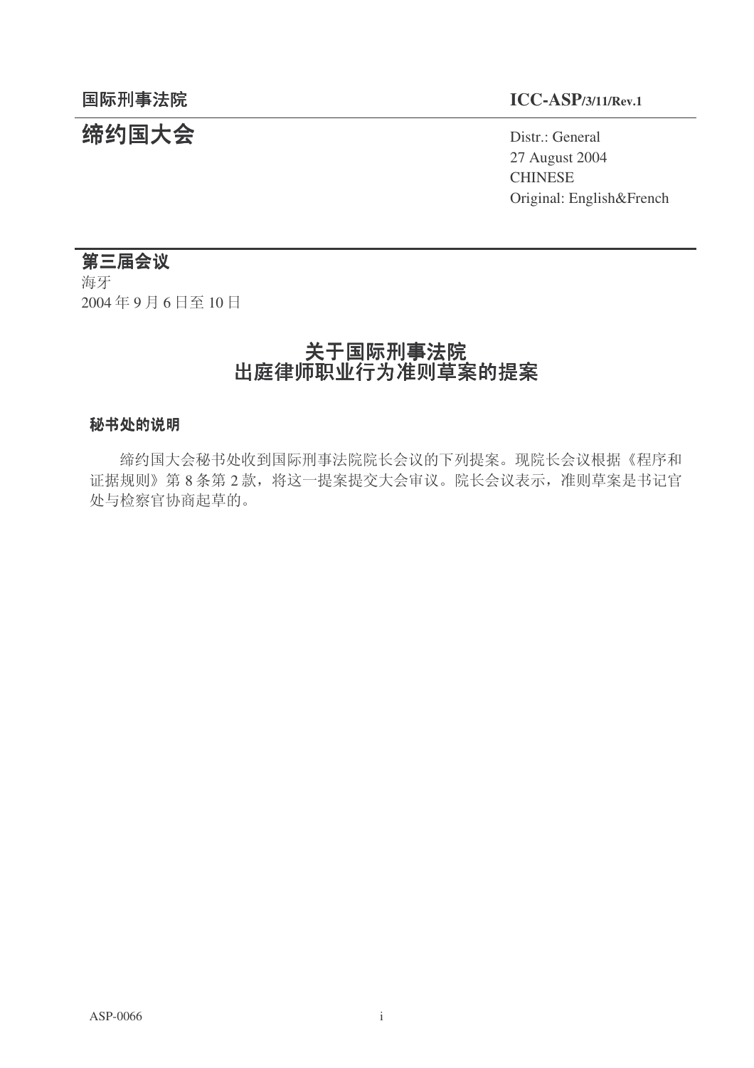国际刑事法院　　　　　　　　　　　　　　　　　　**ICC-ASP/3/11/Rev.1**

# 缔约国大会

Distr.: General
27 August 2004
CHINESE
Original: English&French

## 第三届会议

海牙
2004 年 9 月 6 日至 10 日

# 关于国际刑事法院出庭律师职业行为准则草案的提案

### 秘书处的说明

缔约国大会秘书处收到国际刑事法院院长会议的下列提案。现院长会议根据《程序和证据规则》第 8 条第 2 款，将这一提案提交大会审议。院长会议表示，准则草案是书记官处与检察官协商起草的。

ASP-0066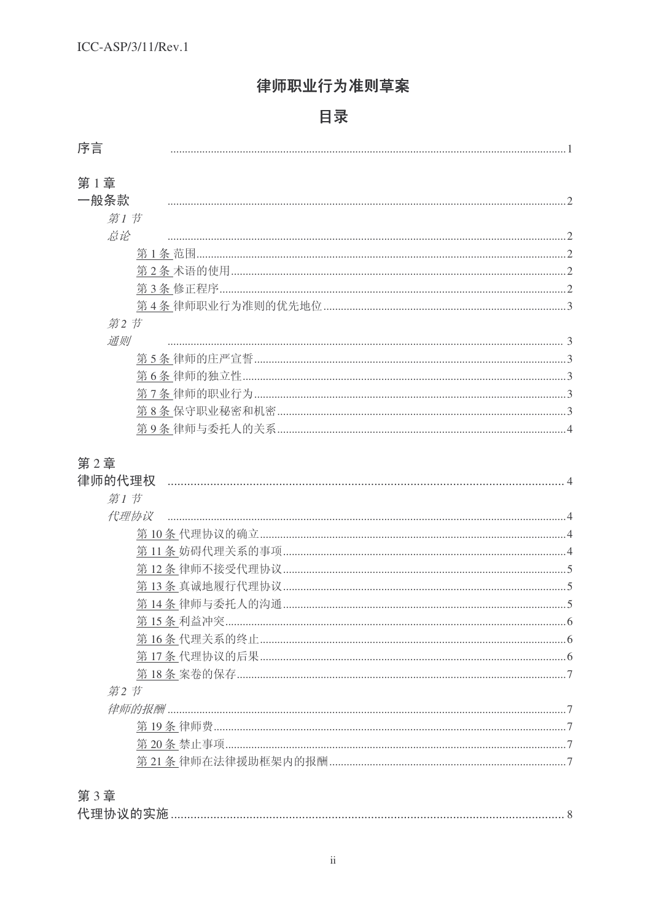# 律师职业行为准则草案

## 目录

序言 ..........1

**第 1 章**
**一般条款** ..........2

*第 1 节*
*总论* ..........2

- 第 1 条 范围..........2
- 第 2 条 术语的使用..........2
- 第 3 条 修正程序..........2
- 第 4 条 律师职业行为准则的优先地位..........3

*第 2 节*
*通则* ..........3

- 第 5 条 律师的庄严宣誓..........3
- 第 6 条 律师的独立性..........3
- 第 7 条 律师的职业行为..........3
- 第 8 条 保守职业秘密和机密..........3
- 第 9 条 律师与委托人的关系..........4

**第 2 章**
**律师的代理权** ..........4

*第 1 节*
*代理协议* ..........4

- 第 10 条 代理协议的确立..........4
- 第 11 条 妨碍代理关系的事项..........4
- 第 12 条 律师不接受代理协议..........5
- 第 13 条 真诚地履行代理协议..........5
- 第 14 条 律师与委托人的沟通..........5
- 第 15 条 利益冲突..........6
- 第 16 条 代理关系的终止..........6
- 第 17 条 代理协议的后果..........6
- 第 18 条 案卷的保存..........7

*第 2 节*
*律师的报酬* ..........7

- 第 19 条 律师费..........7
- 第 20 条 禁止事项..........7
- 第 21 条 律师在法律援助框架内的报酬..........7

**第 3 章**
**代理协议的实施** ..........8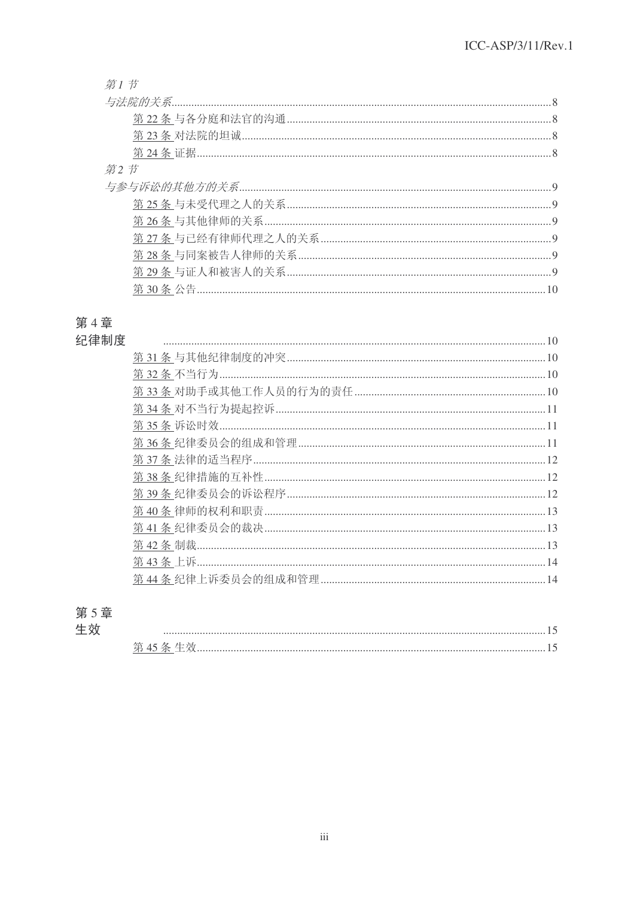*第 1 节*

*与法院的关系*......8

第 22 条 与各分庭和法官的沟通......8

第 23 条 对法院的坦诚......8

第 24 条 证据......8

*第 2 节*

*与参与诉讼的其他方的关系*......9

第 25 条 与未受代理之人的关系......9

第 26 条 与其他律师的关系......9

第 27 条 与已经有律师代理之人的关系......9

第 28 条 与同案被告人律师的关系......9

第 29 条 与证人和被害人的关系......9

第 30 条 公告......10

第 4 章

纪律制度......10

第 31 条 与其他纪律制度的冲突......10

第 32 条 不当行为......10

第 33 条 对助手或其他工作人员的行为的责任......10

第 34 条 对不当行为提起控诉......11

第 35 条 诉讼时效......11

第 36 条 纪律委员会的组成和管理......11

第 37 条 法律的适当程序......12

第 38 条 纪律措施的互补性......12

第 39 条 纪律委员会的诉讼程序......12

第 40 条 律师的权利和职责......13

第 41 条 纪律委员会的裁决......13

第 42 条 制裁......13

第 43 条 上诉......14

第 44 条 纪律上诉委员会的组成和管理......14

第 5 章

生效......15

第 45 条 生效......15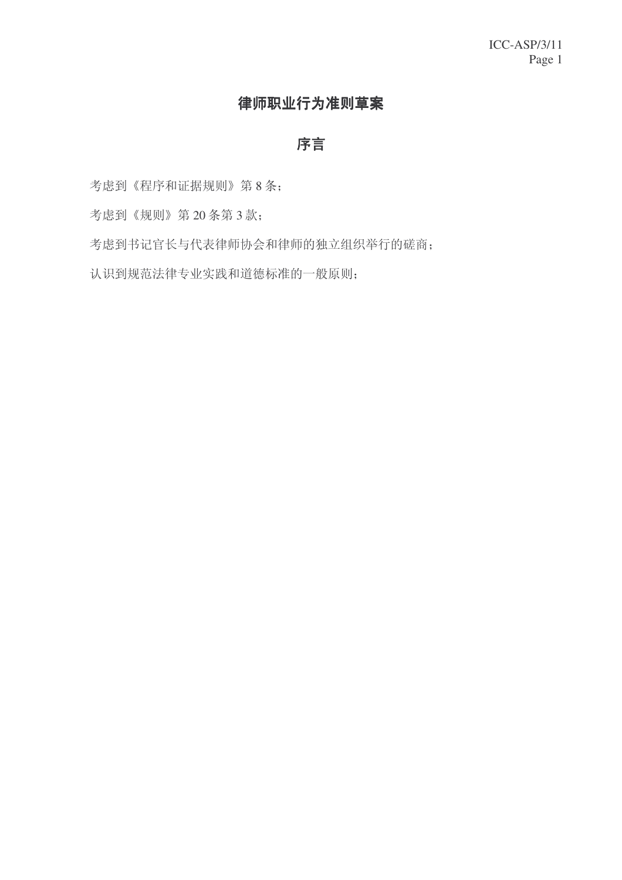# 律师职业行为准则草案

## 序言

考虑到《程序和证据规则》第 8 条；

考虑到《规则》第 20 条第 3 款；

考虑到书记官长与代表律师协会和律师的独立组织举行的磋商；

认识到规范法律专业实践和道德标准的一般原则；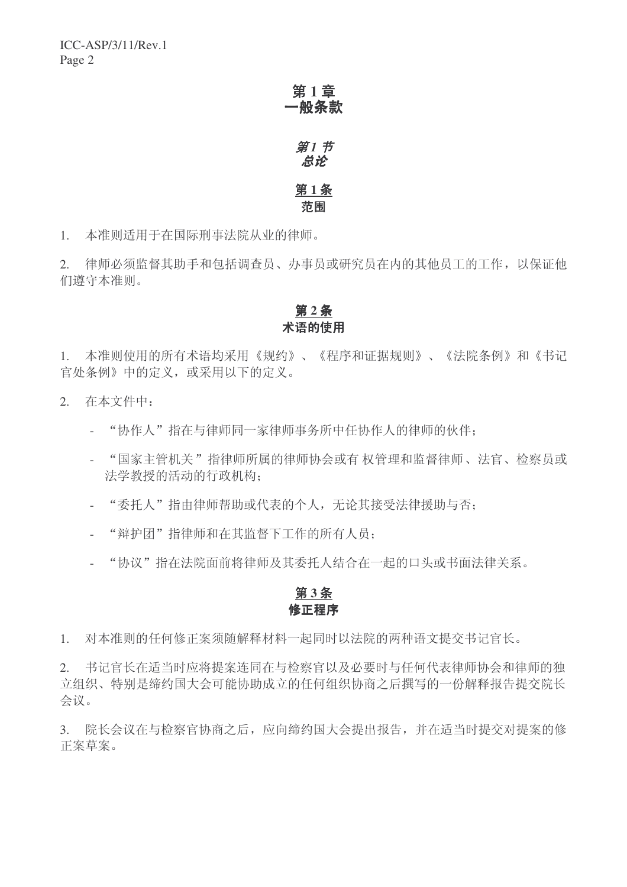# 第 1 章
# 一般条款

## *第 1 节*
## *总论*

### 第 1 条
### 范围

1. 本准则适用于在国际刑事法院从业的律师。

2. 律师必须监督其助手和包括调查员、办事员或研究员在内的其他员工的工作，以保证他们遵守本准则。

### 第 2 条
### 术语的使用

1. 本准则使用的所有术语均采用《规约》、《程序和证据规则》、《法院条例》和《书记官处条例》中的定义，或采用以下的定义。

2. 在本文件中：

- “协作人”指在与律师同一家律师事务所中任协作人的律师的伙伴；
- “国家主管机关”指律师所属的律师协会或有 权管理和监督律师、法官、检察员或法学教授的活动的行政机构；
- “委托人”指由律师帮助或代表的个人，无论其接受法律援助与否；
- “辩护团”指律师和在其监督下工作的所有人员；
- “协议”指在法院面前将律师及其委托人结合在一起的口头或书面法律关系。

### 第 3 条
### 修正程序

1. 对本准则的任何修正案须随解释材料一起同时以法院的两种语文提交书记官长。

2. 书记官长在适当时应将提案连同在与检察官以及必要时与任何代表律师协会和律师的独立组织、特别是缔约国大会可能协助成立的任何组织协商之后撰写的一份解释报告提交院长会议。

3. 院长会议在与检察官协商之后，应向缔约国大会提出报告，并在适当时提交对提案的修正案草案。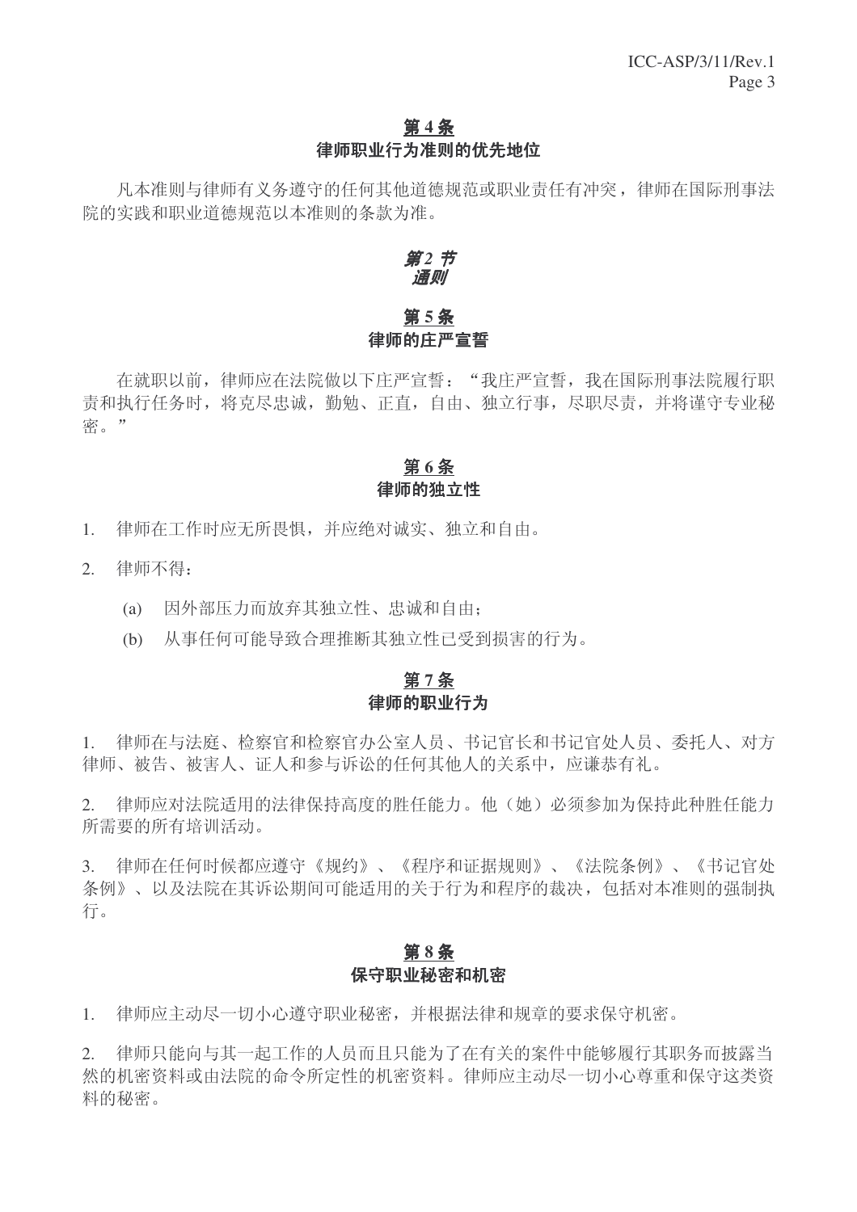**第 4 条**
**律师职业行为准则的优先地位**

凡本准则与律师有义务遵守的任何其他道德规范或职业责任有冲突，律师在国际刑事法院的实践和职业道德规范以本准则的条款为准。

## *第 2 节*
## *通则*

**第 5 条**
**律师的庄严宣誓**

在就职以前，律师应在法院做以下庄严宣誓："我庄严宣誓，我在国际刑事法院履行职责和执行任务时，将克尽忠诚，勤勉、正直，自由、独立行事，尽职尽责，并将谨守专业秘密。"

**第 6 条**
**律师的独立性**

1. 律师在工作时应无所畏惧，并应绝对诚实、独立和自由。

2. 律师不得：

   (a) 因外部压力而放弃其独立性、忠诚和自由；

   (b) 从事任何可能导致合理推断其独立性已受到损害的行为。

**第 7 条**
**律师的职业行为**

1. 律师在与法庭、检察官和检察官办公室人员、书记官长和书记官处人员、委托人、对方律师、被告、被害人、证人和参与诉讼的任何其他人的关系中，应谦恭有礼。

2. 律师应对法院适用的法律保持高度的胜任能力。他（她）必须参加为保持此种胜任能力所需要的所有培训活动。

3. 律师在任何时候都应遵守《规约》、《程序和证据规则》、《法院条例》、《书记官处条例》、以及法院在其诉讼期间可能适用的关于行为和程序的裁决，包括对本准则的强制执行。

**第 8 条**
**保守职业秘密和机密**

1. 律师应主动尽一切小心遵守职业秘密，并根据法律和规章的要求保守机密。

2. 律师只能向与其一起工作的人员而且只能为了在有关的案件中能够履行其职务而披露当然的机密资料或由法院的命令所定性的机密资料。律师应主动尽一切小心尊重和保守这类资料的秘密。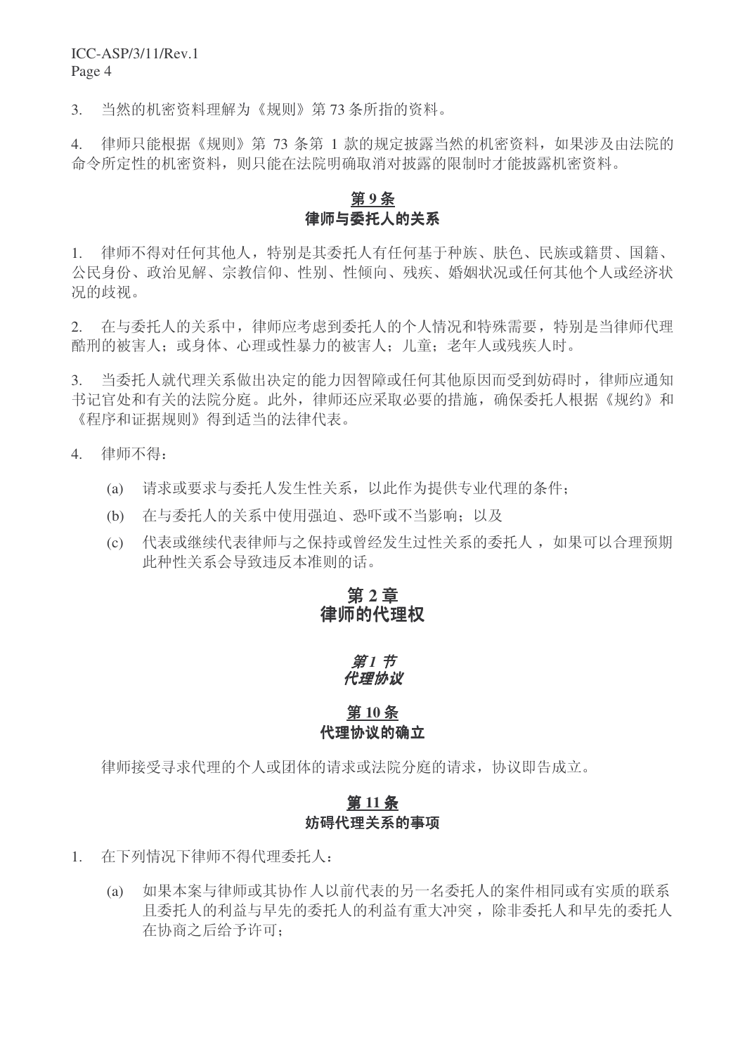3. 当然的机密资料理解为《规则》第 73 条所指的资料。

4. 律师只能根据《规则》第 73 条第 1 款的规定披露当然的机密资料，如果涉及由法院的命令所定性的机密资料，则只能在法院明确取消对披露的限制时才能披露机密资料。

### 第 9 条
### 律师与委托人的关系

1. 律师不得对任何其他人，特别是其委托人有任何基于种族、肤色、民族或籍贯、国籍、公民身份、政治见解、宗教信仰、性别、性倾向、残疾、婚姻状况或任何其他个人或经济状况的歧视。

2. 在与委托人的关系中，律师应考虑到委托人的个人情况和特殊需要，特别是当律师代理酷刑的被害人；或身体、心理或性暴力的被害人；儿童；老年人或残疾人时。

3. 当委托人就代理关系做出决定的能力因智障或任何其他原因而受到妨碍时，律师应通知书记官处和有关的法院分庭。此外，律师还应采取必要的措施，确保委托人根据《规约》和《程序和证据规则》得到适当的法律代表。

4. 律师不得：

(a) 请求或要求与委托人发生性关系，以此作为提供专业代理的条件；

(b) 在与委托人的关系中使用强迫、恐吓或不当影响；以及

(c) 代表或继续代表律师与之保持或曾经发生过性关系的委托人，如果可以合理预期此种性关系会导致违反本准则的话。

## 第 2 章
## 律师的代理权

### *第 1 节*
### *代理协议*

### 第 10 条
### 代理协议的确立

律师接受寻求代理的个人或团体的请求或法院分庭的请求，协议即告成立。

### 第 11 条
### 妨碍代理关系的事项

1. 在下列情况下律师不得代理委托人：

(a) 如果本案与律师或其协作人以前代表的另一名委托人的案件相同或有实质的联系且委托人的利益与早先的委托人的利益有重大冲突，除非委托人和早先的委托人在协商之后给予许可；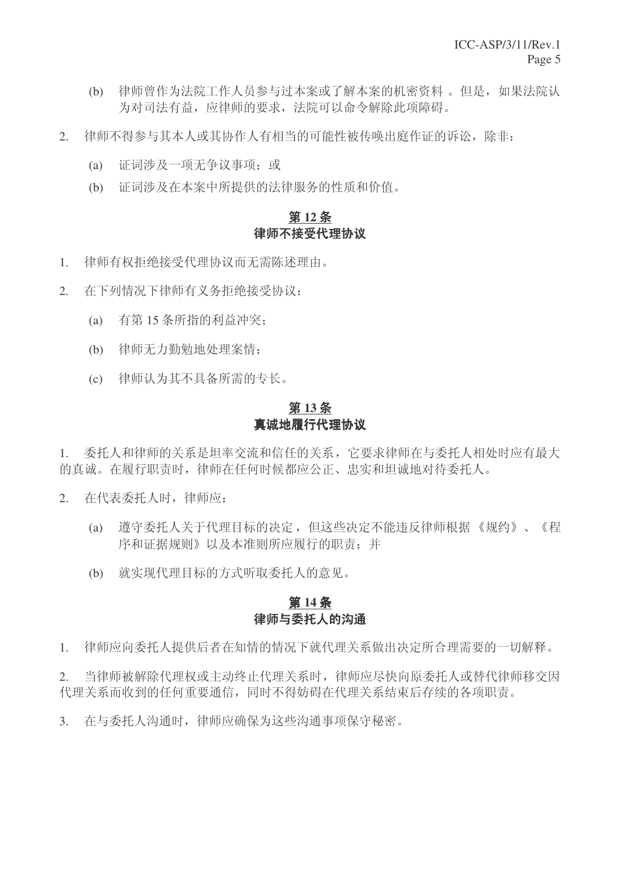(b) 律师曾作为法院工作人员参与过本案或了解本案的机密资料 。但是，如果法院认为对司法有益，应律师的要求，法院可以命令解除此项障碍。

2. 律师不得参与其本人或其协作人有相当的可能性被传唤出庭作证的诉讼，除非：

(a) 证词涉及一项无争议事项；或

(b) 证词涉及在本案中所提供的法律服务的性质和价值。

## 第 12 条
## 律师不接受代理协议

1. 律师有权拒绝接受代理协议而无需陈述理由。

2. 在下列情况下律师有义务拒绝接受协议：

(a) 有第 15 条所指的利益冲突；

(b) 律师无力勤勉地处理案情；

(c) 律师认为其不具备所需的专长。

## 第 13 条
## 真诚地履行代理协议

1. 委托人和律师的关系是坦率交流和信任的关系，它要求律师在与委托人相处时应有最大的真诚。在履行职责时，律师在任何时候都应公正、忠实和坦诚地对待委托人。

2. 在代表委托人时，律师应：

(a) 遵守委托人关于代理目标的决定，但这些决定不能违反律师根据《规约》、《程序和证据规则》以及本准则所应履行的职责；并

(b) 就实现代理目标的方式听取委托人的意见。

## 第 14 条
## 律师与委托人的沟通

1. 律师应向委托人提供后者在知情的情况下就代理关系做出决定所合理需要的一切解释。

2. 当律师被解除代理权或主动终止代理关系时，律师应尽快向原委托人或替代律师移交因代理关系而收到的任何重要通信，同时不得妨碍在代理关系结束后存续的各项职责。

3. 在与委托人沟通时，律师应确保为这些沟通事项保守秘密。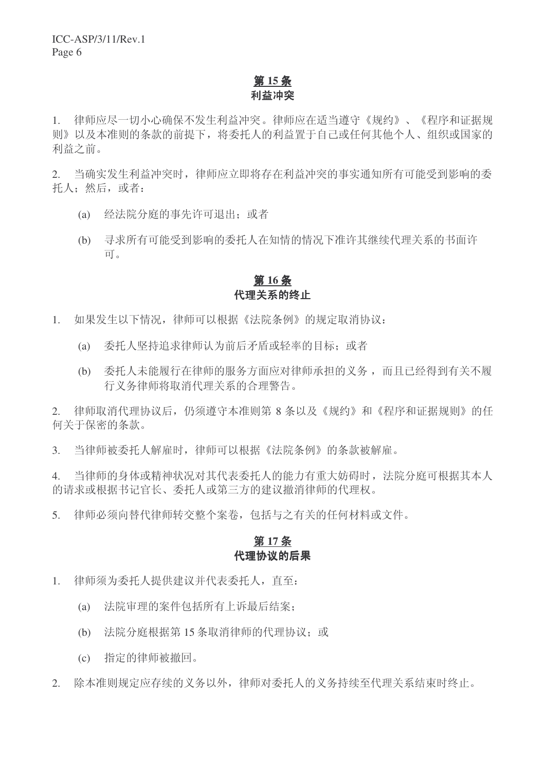## 第 15 条
### 利益冲突

1. 律师应尽一切小心确保不发生利益冲突。律师应在适当遵守《规约》、《程序和证据规则》以及本准则的条款的前提下，将委托人的利益置于自己或任何其他个人、组织或国家的利益之前。

2. 当确实发生利益冲突时，律师应立即将存在利益冲突的事实通知所有可能受到影响的委托人；然后，或者：

   (a) 经法院分庭的事先许可退出；或者

   (b) 寻求所有可能受到影响的委托人在知情的情况下准许其继续代理关系的书面许可。

## 第 16 条
### 代理关系的终止

1. 如果发生以下情况，律师可以根据《法院条例》的规定取消协议：

   (a) 委托人坚持追求律师认为前后矛盾或轻率的目标；或者

   (b) 委托人未能履行在律师的服务方面应对律师承担的义务，而且已经得到有关不履行义务律师将取消代理关系的合理警告。

2. 律师取消代理协议后，仍须遵守本准则第 8 条以及《规约》和《程序和证据规则》的任何关于保密的条款。

3. 当律师被委托人解雇时，律师可以根据《法院条例》的条款被解雇。

4. 当律师的身体或精神状况对其代表委托人的能力有重大妨碍时，法院分庭可根据其本人的请求或根据书记官长、委托人或第三方的建议撤消律师的代理权。

5. 律师必须向替代律师转交整个案卷，包括与之有关的任何材料或文件。

## 第 17 条
### 代理协议的后果

1. 律师须为委托人提供建议并代表委托人，直至：

   (a) 法院审理的案件包括所有上诉最后结案；

   (b) 法院分庭根据第 15 条取消律师的代理协议；或

   (c) 指定的律师被撤回。

2. 除本准则规定应存续的义务以外，律师对委托人的义务持续至代理关系结束时终止。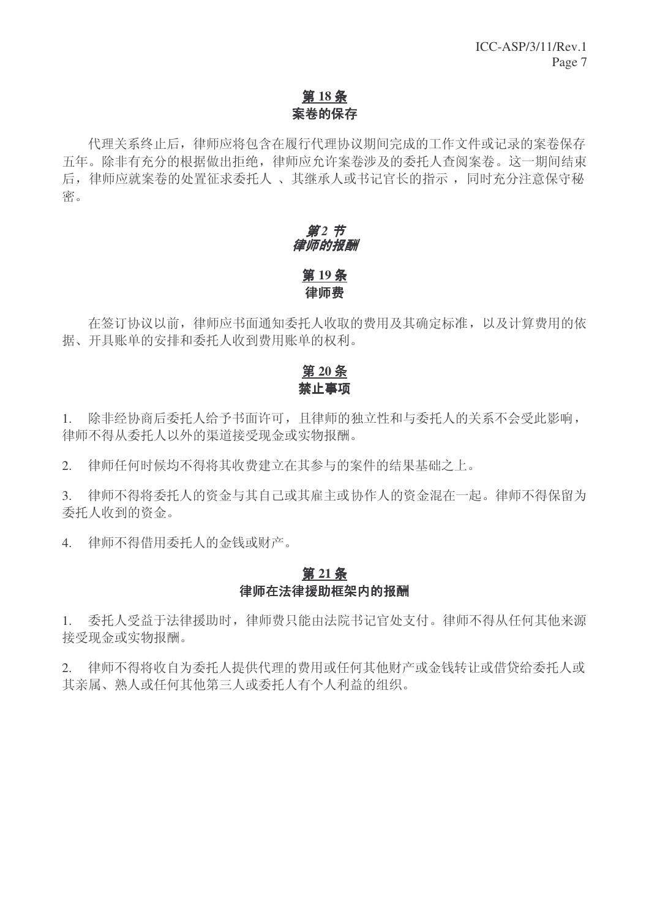### 第 18 条
### 案卷的保存

代理关系终止后，律师应将包含在履行代理协议期间完成的工作文件或记录的案卷保存五年。除非有充分的根据做出拒绝，律师应允许案卷涉及的委托人查阅案卷。这一期间结束后，律师应就案卷的处置征求委托人 、其继承人或书记官长的指示 ，同时充分注意保守秘密。

## *第 2 节*
## *律师的报酬*

### 第 19 条
### 律师费

在签订协议以前，律师应书面通知委托人收取的费用及其确定标准，以及计算费用的依据、开具账单的安排和委托人收到费用账单的权利。

### 第 20 条
### 禁止事项

1. 除非经协商后委托人给予书面许可，且律师的独立性和与委托人的关系不会受此影响，律师不得从委托人以外的渠道接受现金或实物报酬。

2. 律师任何时候均不得将其收费建立在其参与的案件的结果基础之上。

3. 律师不得将委托人的资金与其自己或其雇主或协作人的资金混在一起。律师不得保留为委托人收到的资金。

4. 律师不得借用委托人的金钱或财产。

### 第 21 条
### 律师在法律援助框架内的报酬

1. 委托人受益于法律援助时，律师费只能由法院书记官处支付。律师不得从任何其他来源接受现金或实物报酬。

2. 律师不得将收自为委托人提供代理的费用或任何其他财产或金钱转让或借贷给委托人或其亲属、熟人或任何其他第三人或委托人有个人利益的组织。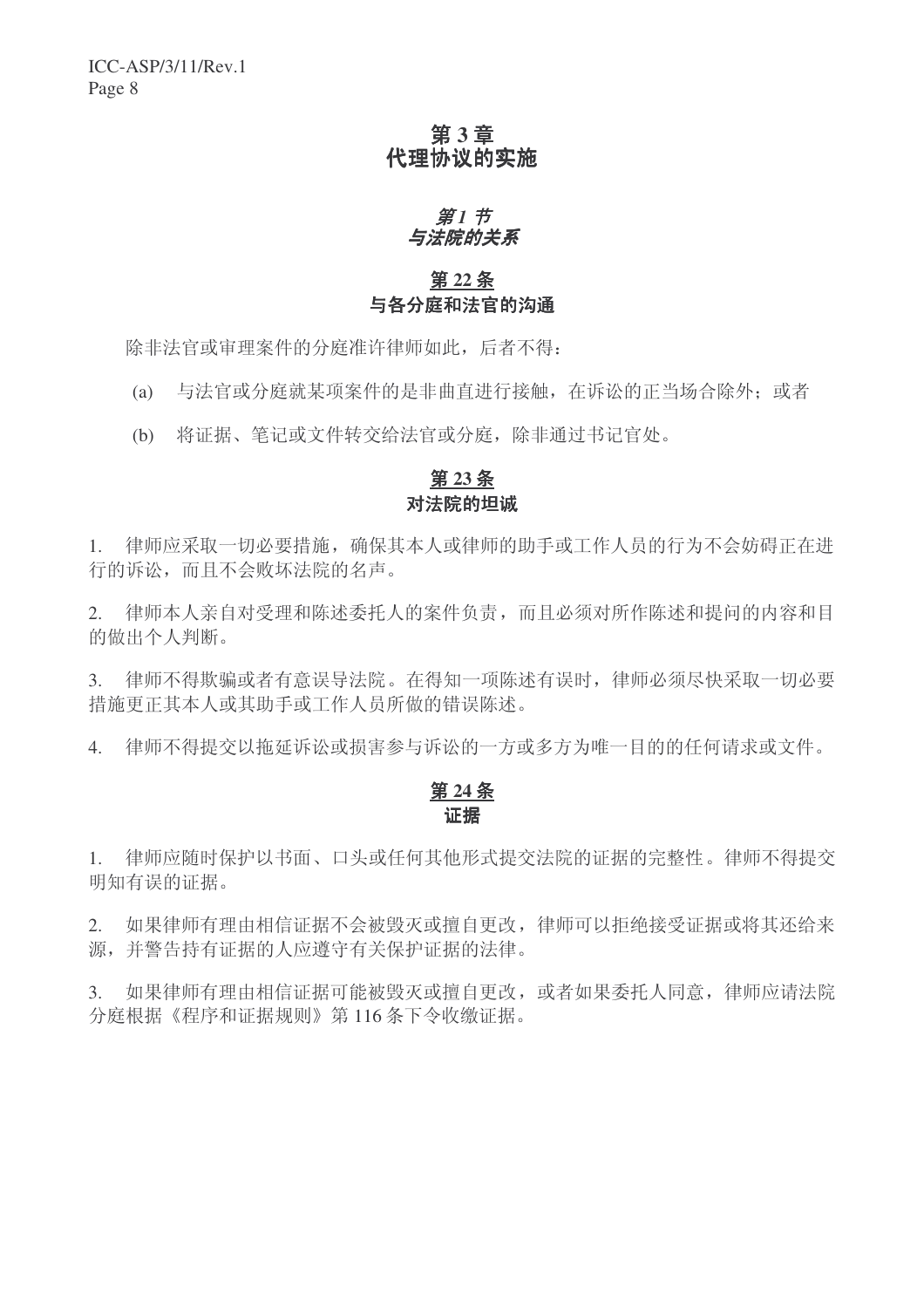# 第 3 章
# 代理协议的实施

## *第 1 节*
## *与法院的关系*

### 第 22 条
### 与各分庭和法官的沟通

除非法官或审理案件的分庭准许律师如此，后者不得：

(a) 与法官或分庭就某项案件的是非曲直进行接触，在诉讼的正当场合除外；或者

(b) 将证据、笔记或文件转交给法官或分庭，除非通过书记官处。

### 第 23 条
### 对法院的坦诚

1. 律师应采取一切必要措施，确保其本人或律师的助手或工作人员的行为不会妨碍正在进行的诉讼，而且不会败坏法院的名声。

2. 律师本人亲自对受理和陈述委托人的案件负责，而且必须对所作陈述和提问的内容和目的做出个人判断。

3. 律师不得欺骗或者有意误导法院。在得知一项陈述有误时，律师必须尽快采取一切必要措施更正其本人或其助手或工作人员所做的错误陈述。

4. 律师不得提交以拖延诉讼或损害参与诉讼的一方或多方为唯一目的的任何请求或文件。

### 第 24 条
### 证据

1. 律师应随时保护以书面、口头或任何其他形式提交法院的证据的完整性。律师不得提交明知有误的证据。

2. 如果律师有理由相信证据不会被毁灭或擅自更改，律师可以拒绝接受证据或将其还给来源，并警告持有证据的人应遵守有关保护证据的法律。

3. 如果律师有理由相信证据可能被毁灭或擅自更改，或者如果委托人同意，律师应请法院分庭根据《程序和证据规则》第 116 条下令收缴证据。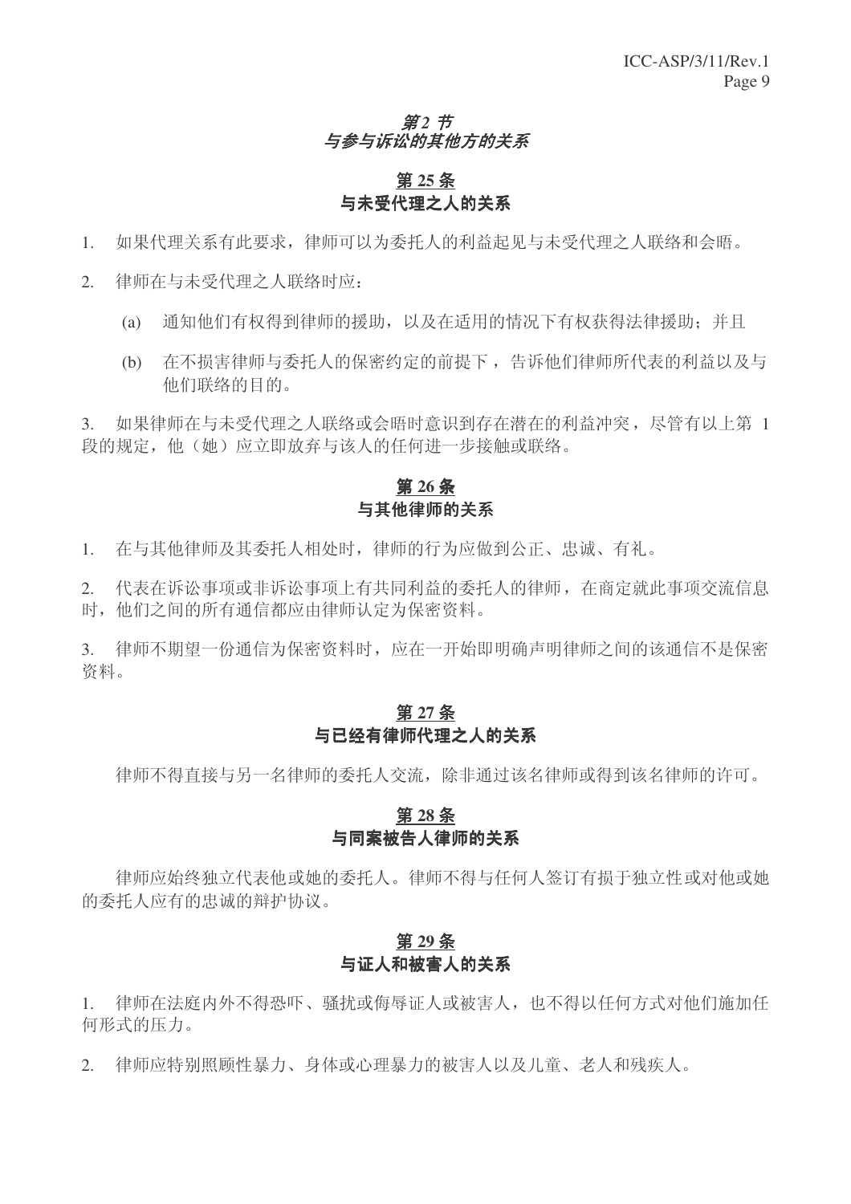## *第 2 节*
## *与参与诉讼的其他方的关系*

### 第 25 条
### 与未受代理之人的关系

1. 如果代理关系有此要求，律师可以为委托人的利益起见与未受代理之人联络和会晤。

2. 律师在与未受代理之人联络时应：

   (a) 通知他们有权得到律师的援助，以及在适用的情况下有权获得法律援助；并且

   (b) 在不损害律师与委托人的保密约定的前提下，告诉他们律师所代表的利益以及与他们联络的目的。

3. 如果律师在与未受代理之人联络或会晤时意识到存在潜在的利益冲突，尽管有以上第 1 段的规定，他（她）应立即放弃与该人的任何进一步接触或联络。

### 第 26 条
### 与其他律师的关系

1. 在与其他律师及其委托人相处时，律师的行为应做到公正、忠诚、有礼。

2. 代表在诉讼事项或非诉讼事项上有共同利益的委托人的律师，在商定就此事项交流信息时，他们之间的所有通信都应由律师认定为保密资料。

3. 律师不期望一份通信为保密资料时，应在一开始即明确声明律师之间的该通信不是保密资料。

### 第 27 条
### 与已经有律师代理之人的关系

律师不得直接与另一名律师的委托人交流，除非通过该名律师或得到该名律师的许可。

### 第 28 条
### 与同案被告人律师的关系

律师应始终独立代表他或她的委托人。律师不得与任何人签订有损于独立性或对他或她的委托人应有的忠诚的辩护协议。

### 第 29 条
### 与证人和被害人的关系

1. 律师在法庭内外不得恐吓、骚扰或侮辱证人或被害人，也不得以任何方式对他们施加任何形式的压力。

2. 律师应特别照顾性暴力、身体或心理暴力的被害人以及儿童、老人和残疾人。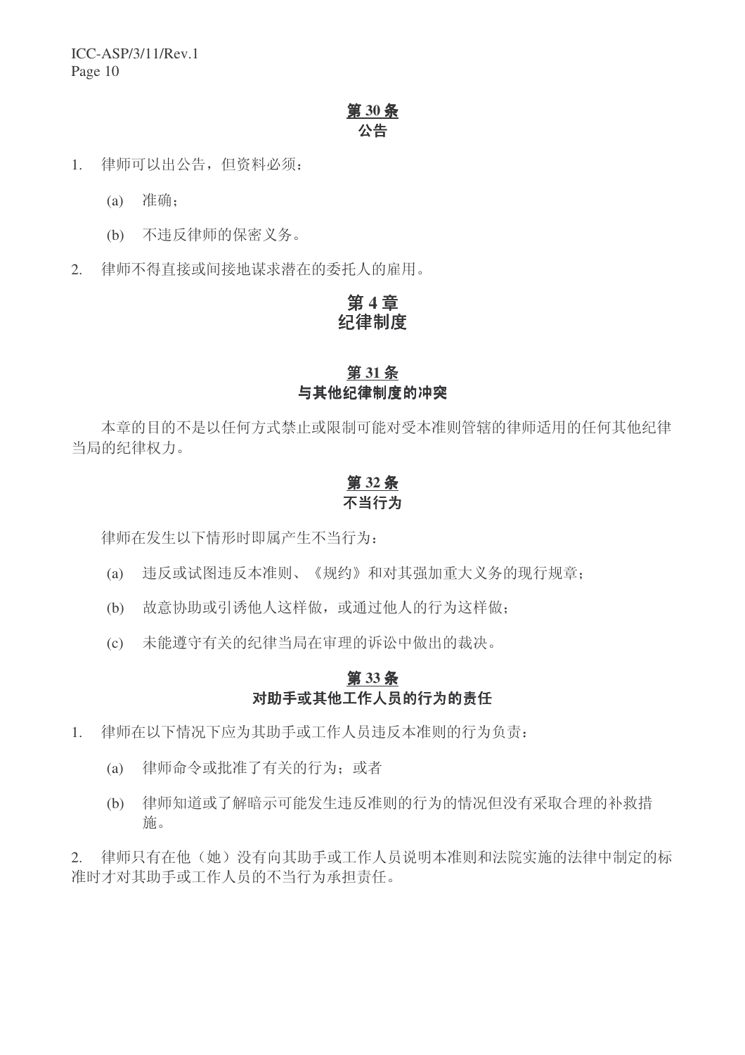## 第 30 条
### 公告

1. 律师可以出公告，但资料必须：

   (a) 准确；

   (b) 不违反律师的保密义务。

2. 律师不得直接或间接地谋求潜在的委托人的雇用。

# 第 4 章
# 纪律制度

## 第 31 条
### 与其他纪律制度的冲突

本章的目的不是以任何方式禁止或限制可能对受本准则管辖的律师适用的任何其他纪律当局的纪律权力。

## 第 32 条
### 不当行为

律师在发生以下情形时即属产生不当行为：

(a) 违反或试图违反本准则、《规约》和对其强加重大义务的现行规章；

(b) 故意协助或引诱他人这样做，或通过他人的行为这样做；

(c) 未能遵守有关的纪律当局在审理的诉讼中做出的裁决。

## 第 33 条
### 对助手或其他工作人员的行为的责任

1. 律师在以下情况下应为其助手或工作人员违反本准则的行为负责：

   (a) 律师命令或批准了有关的行为；或者

   (b) 律师知道或了解暗示可能发生违反准则的行为的情况但没有采取合理的补救措施。

2. 律师只有在他（她）没有向其助手或工作人员说明本准则和法院实施的法律中制定的标准时才对其助手或工作人员的不当行为承担责任。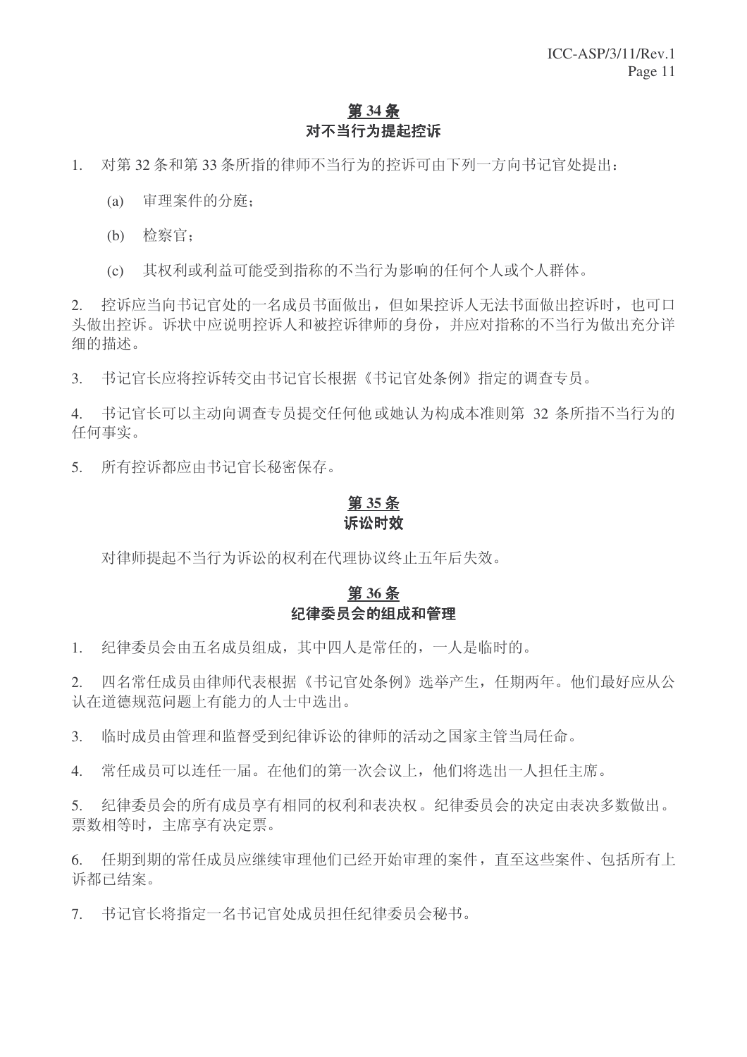## 第 34 条
## 对不当行为提起控诉

1. 对第 32 条和第 33 条所指的律师不当行为的控诉可由下列一方向书记官处提出：

   (a) 审理案件的分庭；

   (b) 检察官；

   (c) 其权利或利益可能受到指称的不当行为影响的任何个人或个人群体。

2. 控诉应当向书记官处的一名成员书面做出，但如果控诉人无法书面做出控诉时，也可口头做出控诉。诉状中应说明控诉人和被控诉律师的身份，并应对指称的不当行为做出充分详细的描述。

3. 书记官长应将控诉转交由书记官长根据《书记官处条例》指定的调查专员。

4. 书记官长可以主动向调查专员提交任何他或她认为构成本准则第 32 条所指不当行为的任何事实。

5. 所有控诉都应由书记官长秘密保存。

## 第 35 条
## 诉讼时效

对律师提起不当行为诉讼的权利在代理协议终止五年后失效。

## 第 36 条
## 纪律委员会的组成和管理

1. 纪律委员会由五名成员组成，其中四人是常任的，一人是临时的。

2. 四名常任成员由律师代表根据《书记官处条例》选举产生，任期两年。他们最好应从公认在道德规范问题上有能力的人士中选出。

3. 临时成员由管理和监督受到纪律诉讼的律师的活动之国家主管当局任命。

4. 常任成员可以连任一届。在他们的第一次会议上，他们将选出一人担任主席。

5. 纪律委员会的所有成员享有相同的权利和表决权。纪律委员会的决定由表决多数做出。票数相等时，主席享有决定票。

6. 任期到期的常任成员应继续审理他们已经开始审理的案件，直至这些案件、包括所有上诉都已结案。

7. 书记官长将指定一名书记官处成员担任纪律委员会秘书。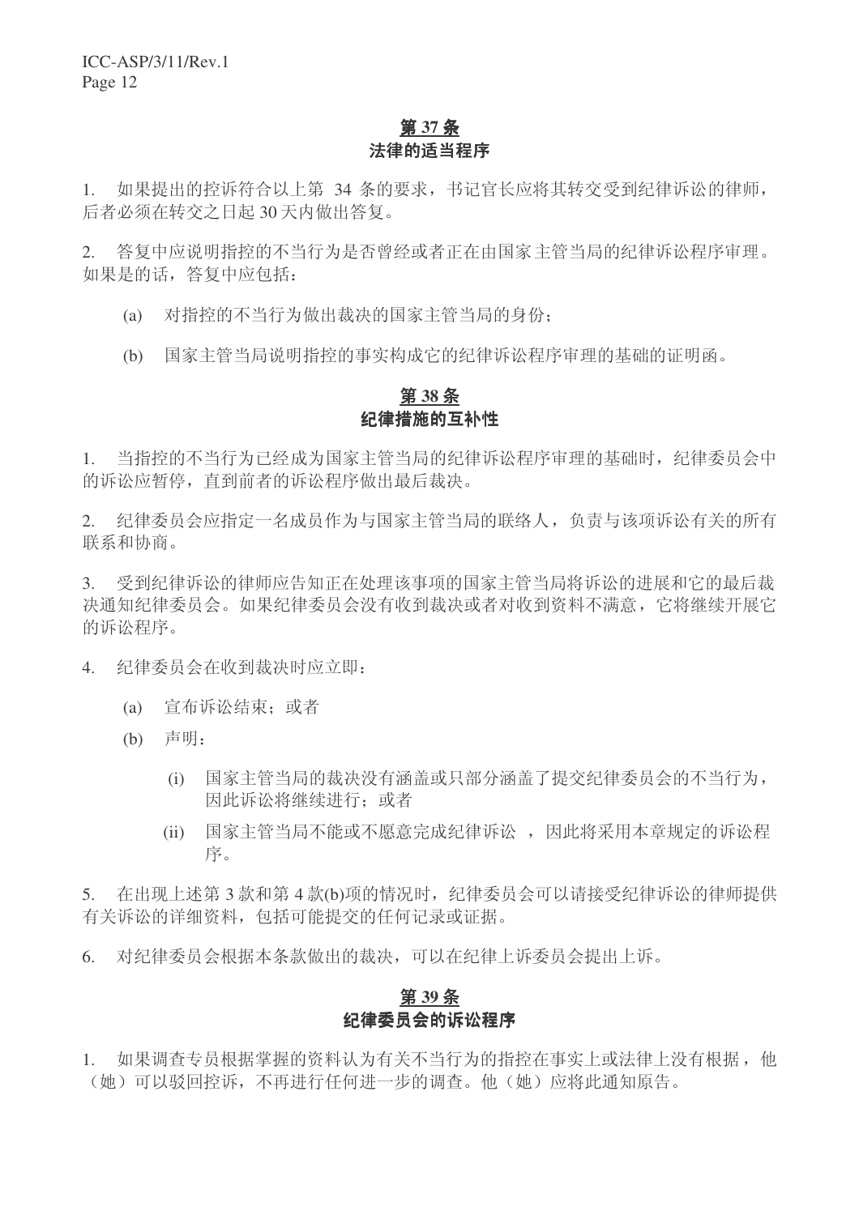## 第 37 条
## 法律的适当程序

1. 如果提出的控诉符合以上第 34 条的要求，书记官长应将其转交受到纪律诉讼的律师，后者必须在转交之日起 30 天内做出答复。

2. 答复中应说明指控的不当行为是否曾经或者正在由国家主管当局的纪律诉讼程序审理。如果是的话，答复中应包括：

   (a) 对指控的不当行为做出裁决的国家主管当局的身份；

   (b) 国家主管当局说明指控的事实构成它的纪律诉讼程序审理的基础的证明函。

## 第 38 条
## 纪律措施的互补性

1. 当指控的不当行为已经成为国家主管当局的纪律诉讼程序审理的基础时，纪律委员会中的诉讼应暂停，直到前者的诉讼程序做出最后裁决。

2. 纪律委员会应指定一名成员作为与国家主管当局的联络人，负责与该项诉讼有关的所有联系和协商。

3. 受到纪律诉讼的律师应告知正在处理该事项的国家主管当局将诉讼的进展和它的最后裁决通知纪律委员会。如果纪律委员会没有收到裁决或者对收到资料不满意，它将继续开展它的诉讼程序。

4. 纪律委员会在收到裁决时应立即：

   (a) 宣布诉讼结束；或者

   (b) 声明：

      (i) 国家主管当局的裁决没有涵盖或只部分涵盖了提交纪律委员会的不当行为，因此诉讼将继续进行；或者

      (ii) 国家主管当局不能或不愿意完成纪律诉讼 ，因此将采用本章规定的诉讼程序。

5. 在出现上述第 3 款和第 4 款(b)项的情况时，纪律委员会可以请接受纪律诉讼的律师提供有关诉讼的详细资料，包括可能提交的任何记录或证据。

6. 对纪律委员会根据本条款做出的裁决，可以在纪律上诉委员会提出上诉。

## 第 39 条
## 纪律委员会的诉讼程序

1. 如果调查专员根据掌握的资料认为有关不当行为的指控在事实上或法律上没有根据， 他（她）可以驳回控诉，不再进行任何进一步的调查。他（她）应将此通知原告。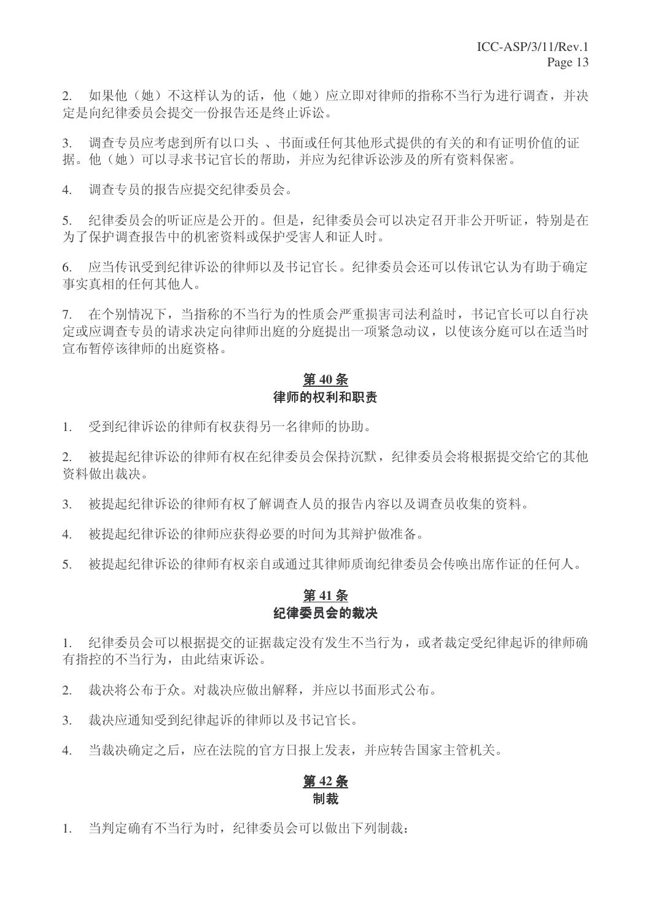2. 如果他（她）不这样认为的话，他（她）应立即对律师的指称不当行为进行调查，并决定是向纪律委员会提交一份报告还是终止诉讼。

3. 调查专员应考虑到所有以口头 、书面或任何其他形式提供的有关的和有证明价值的证据。他（她）可以寻求书记官长的帮助，并应为纪律诉讼涉及的所有资料保密。

4. 调查专员的报告应提交纪律委员会。

5. 纪律委员会的听证应是公开的。但是，纪律委员会可以决定召开非公开听证，特别是在为了保护调查报告中的机密资料或保护受害人和证人时。

6. 应当传讯受到纪律诉讼的律师以及书记官长。纪律委员会还可以传讯它认为有助于确定事实真相的任何其他人。

7. 在个别情况下，当指称的不当行为的性质会严重损害司法利益时，书记官长可以自行决定或应调查专员的请求决定向律师出庭的分庭提出一项紧急动议，以使该分庭可以在适当时宣布暂停该律师的出庭资格。

## 第 40 条
### 律师的权利和职责

1. 受到纪律诉讼的律师有权获得另一名律师的协助。

2. 被提起纪律诉讼的律师有权在纪律委员会保持沉默，纪律委员会将根据提交给它的其他资料做出裁决。

3. 被提起纪律诉讼的律师有权了解调查人员的报告内容以及调查员收集的资料。

4. 被提起纪律诉讼的律师应获得必要的时间为其辩护做准备。

5. 被提起纪律诉讼的律师有权亲自或通过其律师质询纪律委员会传唤出席作证的任何人。

## 第 41 条
### 纪律委员会的裁决

1. 纪律委员会可以根据提交的证据裁定没有发生不当行为，或者裁定受纪律起诉的律师确有指控的不当行为，由此结束诉讼。

2. 裁决将公布于众。对裁决应做出解释，并应以书面形式公布。

3. 裁决应通知受到纪律起诉的律师以及书记官长。

4. 当裁决确定之后，应在法院的官方日报上发表，并应转告国家主管机关。

## 第 42 条
### 制裁

1. 当判定确有不当行为时，纪律委员会可以做出下列制裁：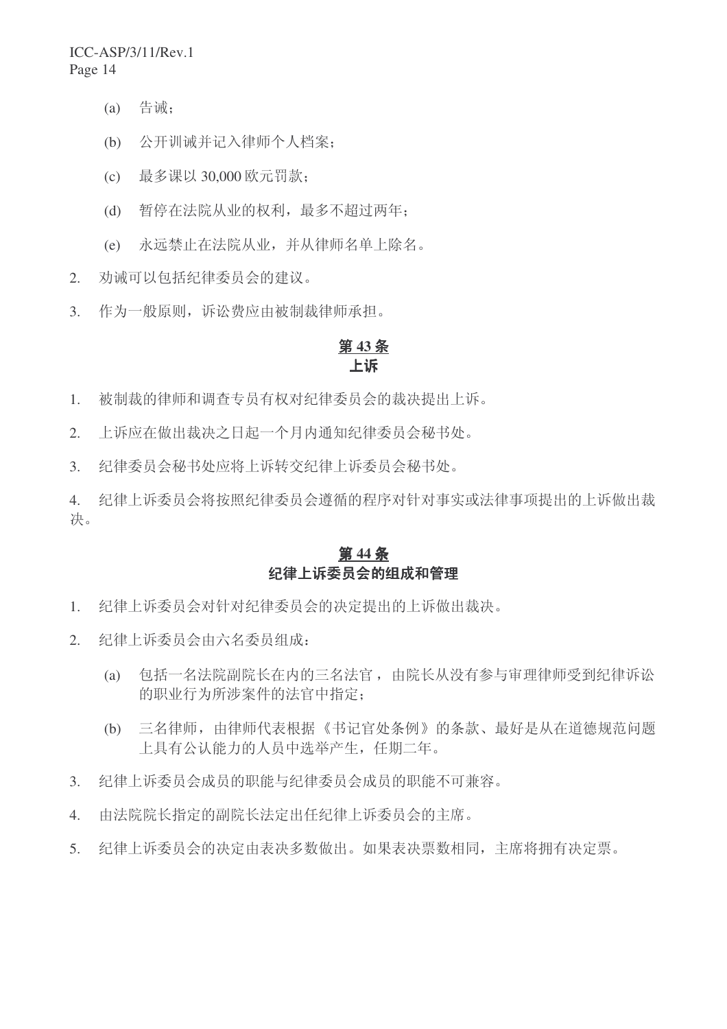(a) 告诫；

(b) 公开训诫并记入律师个人档案；

(c) 最多课以 30,000 欧元罚款；

(d) 暂停在法院从业的权利，最多不超过两年；

(e) 永远禁止在法院从业，并从律师名单上除名。

2. 劝诫可以包括纪律委员会的建议。

3. 作为一般原则，诉讼费应由被制裁律师承担。

## 第 43 条
## 上诉

1. 被制裁的律师和调查专员有权对纪律委员会的裁决提出上诉。

2. 上诉应在做出裁决之日起一个月内通知纪律委员会秘书处。

3. 纪律委员会秘书处应将上诉转交纪律上诉委员会秘书处。

4. 纪律上诉委员会将按照纪律委员会遵循的程序对针对事实或法律事项提出的上诉做出裁决。

## 第 44 条
## 纪律上诉委员会的组成和管理

1. 纪律上诉委员会对针对纪律委员会的决定提出的上诉做出裁决。

2. 纪律上诉委员会由六名委员组成：

   (a) 包括一名法院副院长在内的三名法官，由院长从没有参与审理律师受到纪律诉讼的职业行为所涉案件的法官中指定；

   (b) 三名律师，由律师代表根据《书记官处条例》的条款、最好是从在道德规范问题上具有公认能力的人员中选举产生，任期二年。

3. 纪律上诉委员会成员的职能与纪律委员会成员的职能不可兼容。

4. 由法院院长指定的副院长法定出任纪律上诉委员会的主席。

5. 纪律上诉委员会的决定由表决多数做出。如果表决票数相同，主席将拥有决定票。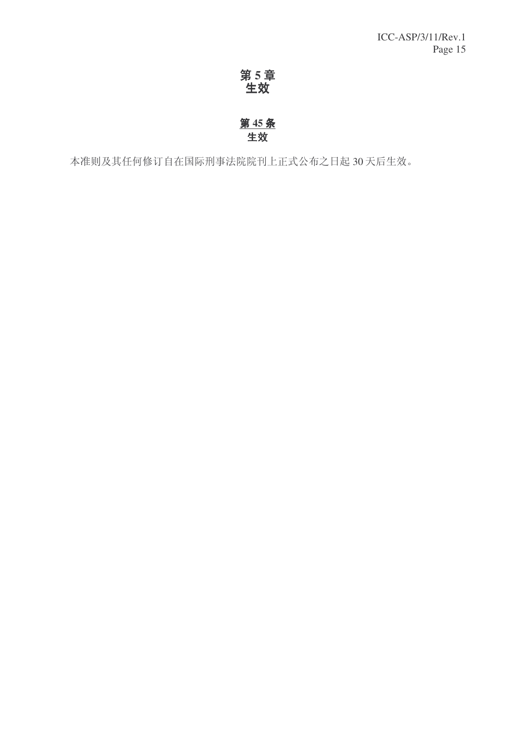# 第 5 章
# 生效

## 第 45 条
## 生效

本准则及其任何修订自在国际刑事法院院刊上正式公布之日起 30 天后生效。